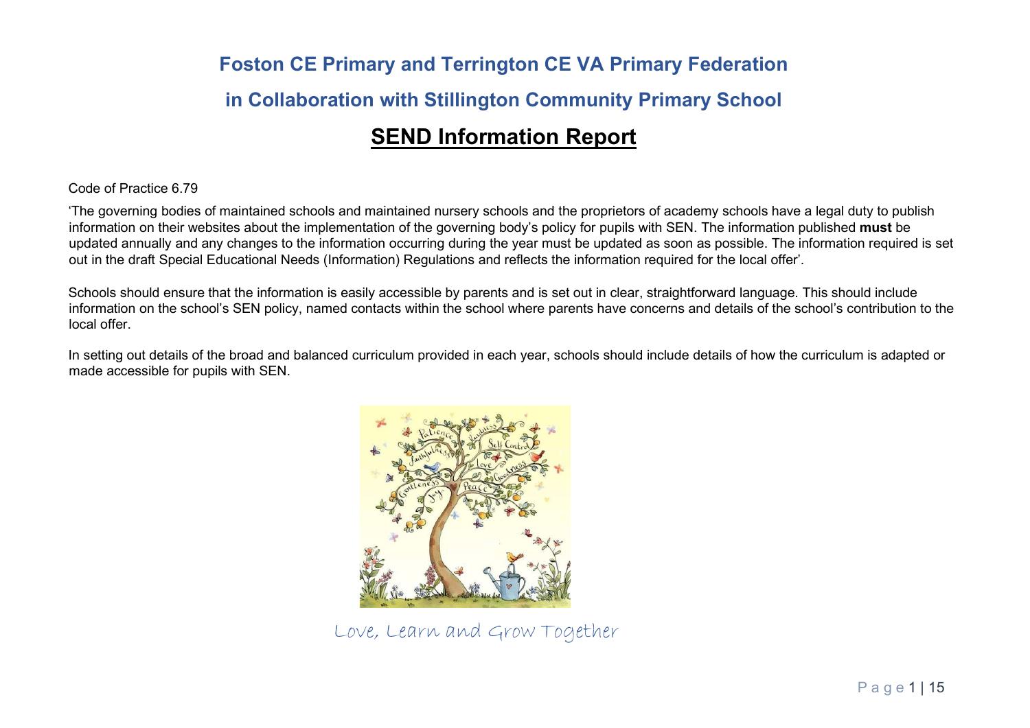# Foston CE Primary and Terrington CE VA Primary Federation

# in Collaboration with Stillington Community Primary School

## SEND Information Report

Code of Practice 6.79

'The governing bodies of maintained schools and maintained nursery schools and the proprietors of academy schools have a legal duty to publish information on their websites about the implementation of the governing body's policy for pupils with SEN. The information published **must** be updated annually and any changes to the information occurring during the year must be updated as soon as possible. The information required is set out in the draft Special Educational Needs (Information) Regulations and reflects the information required for the local offer'.

Schools should ensure that the information is easily accessible by parents and is set out in clear, straightforward language. This should include information on the school's SEN policy, named contacts within the school where parents have concerns and details of the school's contribution to the local offer.

In setting out details of the broad and balanced curriculum provided in each year, schools should include details of how the curriculum is adapted or made accessible for pupils with SEN.

Love, Learn and Grow Together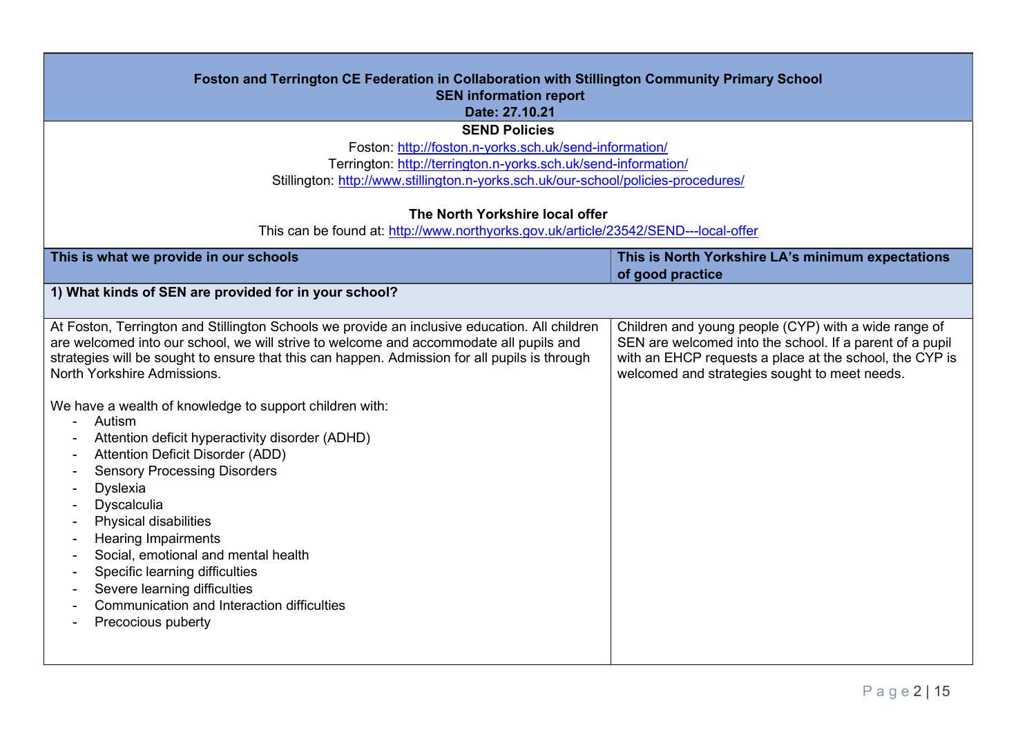**Foston and Terrington CE Federation in Collaboration with Stillington Community Primary School**
**SEN information report**
**Date: 27.10.21**

**SEND Policies**

Foston: [http://foston.n-yorks.sch.uk/send-information/](http://foston.n-yorks.sch.uk/send-information/)
Terrington: [http://terrington.n-yorks.sch.uk/send-information/](http://terrington.n-yorks.sch.uk/send-information/)
Stillington: [http://www.stillington.n-yorks.sch.uk/our-school/policies-procedures/](http://www.stillington.n-yorks.sch.uk/our-school/policies-procedures/)

**The North Yorkshire local offer**

This can be found at: [http://www.northyorks.gov.uk/article/23542/SEND---local-offer](http://www.northyorks.gov.uk/article/23542/SEND---local-offer)

| This is what we provide in our schools | This is North Yorkshire LA's minimum expectations of good practice |
|---|---|
| **1) What kinds of SEN are provided for in your school?** | |
| At Foston, Terrington and Stillington Schools we provide an inclusive education. All children are welcomed into our school, we will strive to welcome and accommodate all pupils and strategies will be sought to ensure that this can happen. Admission for all pupils is through North Yorkshire Admissions.<br><br>We have a wealth of knowledge to support children with:<br>- Autism<br>- Attention deficit hyperactivity disorder (ADHD)<br>- Attention Deficit Disorder (ADD)<br>- Sensory Processing Disorders<br>- Dyslexia<br>- Dyscalculia<br>- Physical disabilities<br>- Hearing Impairments<br>- Social, emotional and mental health<br>- Specific learning difficulties<br>- Severe learning difficulties<br>- Communication and Interaction difficulties<br>- Precocious puberty | Children and young people (CYP) with a wide range of SEN are welcomed into the school. If a parent of a pupil with an EHCP requests a place at the school, the CYP is welcomed and strategies sought to meet needs. |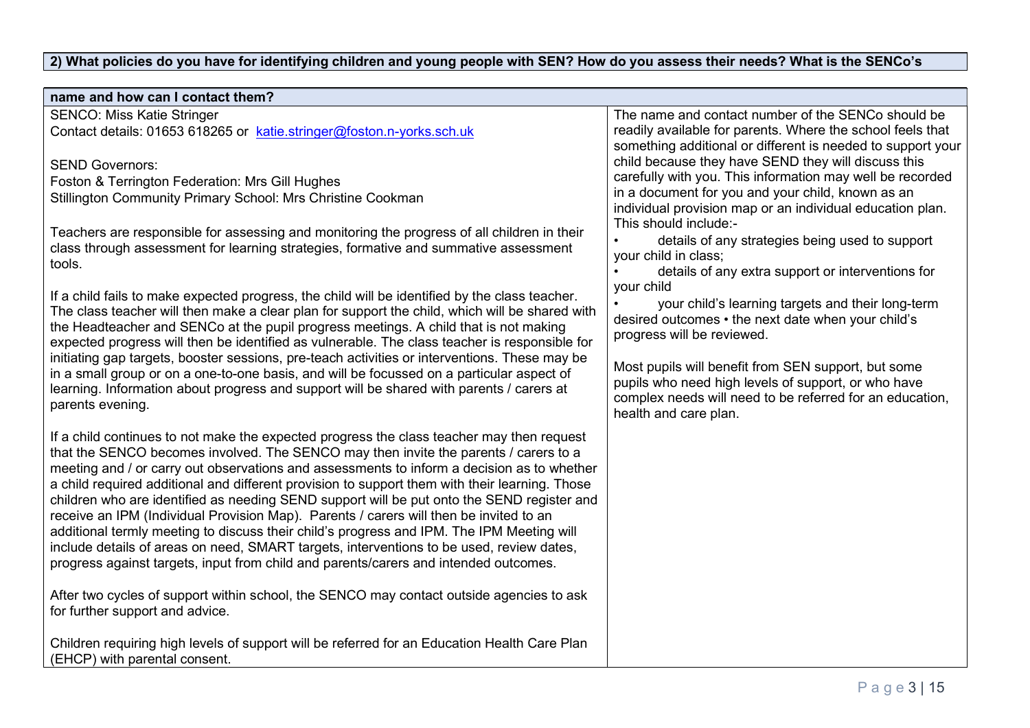**2) What policies do you have for identifying children and young people with SEN? How do you assess their needs? What is the SENCo's name and how can I contact them?**

| | |
|---|---|
| SENCO: Miss Katie Stringer<br>Contact details: 01653 618265 or [katie.stringer@foston.n-yorks.sch.uk](mailto:katie.stringer@foston.n-yorks.sch.uk)<br><br>SEND Governors:<br>Foston & Terrington Federation: Mrs Gill Hughes<br>Stillington Community Primary School: Mrs Christine Cookman<br><br>Teachers are responsible for assessing and monitoring the progress of all children in their class through assessment for learning strategies, formative and summative assessment tools.<br><br>If a child fails to make expected progress, the child will be identified by the class teacher. The class teacher will then make a clear plan for support the child, which will be shared with the Headteacher and SENCo at the pupil progress meetings. A child that is not making expected progress will then be identified as vulnerable. The class teacher is responsible for initiating gap targets, booster sessions, pre-teach activities or interventions. These may be in a small group or on a one-to-one basis, and will be focussed on a particular aspect of learning. Information about progress and support will be shared with parents / carers at parents evening.<br><br>If a child continues to not make the expected progress the class teacher may then request that the SENCO becomes involved. The SENCO may then invite the parents / carers to a meeting and / or carry out observations and assessments to inform a decision as to whether a child required additional and different provision to support them with their learning. Those children who are identified as needing SEND support will be put onto the SEND register and receive an IPM (Individual Provision Map). Parents / carers will then be invited to an additional termly meeting to discuss their child's progress and IPM. The IPM Meeting will include details of areas on need, SMART targets, interventions to be used, review dates, progress against targets, input from child and parents/carers and intended outcomes.<br><br>After two cycles of support within school, the SENCO may contact outside agencies to ask for further support and advice.<br><br>Children requiring high levels of support will be referred for an Education Health Care Plan (EHCP) with parental consent. | The name and contact number of the SENCo should be readily available for parents. Where the school feels that something additional or different is needed to support your child because they have SEND they will discuss this carefully with you. This information may well be recorded in a document for you and your child, known as an individual provision map or an individual education plan. This should include:-<br>• details of any strategies being used to support your child in class;<br>• details of any extra support or interventions for your child<br>• your child's learning targets and their long-term desired outcomes • the next date when your child's progress will be reviewed.<br><br>Most pupils will benefit from SEN support, but some pupils who need high levels of support, or who have complex needs will need to be referred for an education, health and care plan. |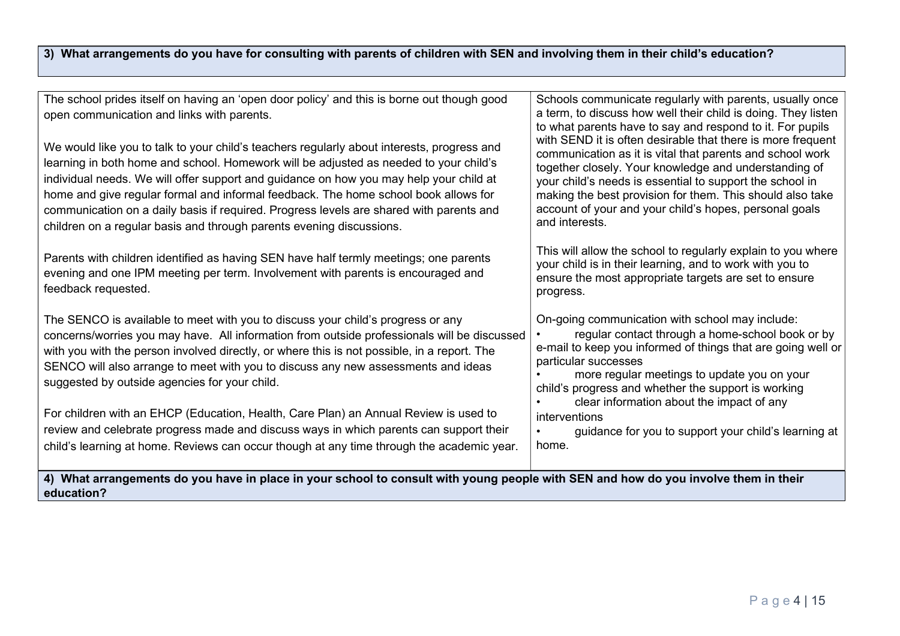**3) What arrangements do you have for consulting with parents of children with SEN and involving them in their child's education?**

| | |
|---|---|
| The school prides itself on having an 'open door policy' and this is borne out though good open communication and links with parents.<br><br>We would like you to talk to your child's teachers regularly about interests, progress and learning in both home and school. Homework will be adjusted as needed to your child's individual needs. We will offer support and guidance on how you may help your child at home and give regular formal and informal feedback. The home school book allows for communication on a daily basis if required. Progress levels are shared with parents and children on a regular basis and through parents evening discussions.<br><br>Parents with children identified as having SEN have half termly meetings; one parents evening and one IPM meeting per term. Involvement with parents is encouraged and feedback requested.<br><br>The SENCO is available to meet with you to discuss your child's progress or any concerns/worries you may have. All information from outside professionals will be discussed with you with the person involved directly, or where this is not possible, in a report. The SENCO will also arrange to meet with you to discuss any new assessments and ideas suggested by outside agencies for your child.<br><br>For children with an EHCP (Education, Health, Care Plan) an Annual Review is used to review and celebrate progress made and discuss ways in which parents can support their child's learning at home. Reviews can occur though at any time through the academic year. | Schools communicate regularly with parents, usually once a term, to discuss how well their child is doing. They listen to what parents have to say and respond to it. For pupils with SEND it is often desirable that there is more frequent communication as it is vital that parents and school work together closely. Your knowledge and understanding of your child's needs is essential to support the school in making the best provision for them. This should also take account of your and your child's hopes, personal goals and interests.<br><br>This will allow the school to regularly explain to you where your child is in their learning, and to work with you to ensure the most appropriate targets are set to ensure progress.<br><br>On-going communication with school may include:<br>• regular contact through a home-school book or by e-mail to keep you informed of things that are going well or particular successes<br>• more regular meetings to update you on your child's progress and whether the support is working<br>• clear information about the impact of any interventions<br>• guidance for you to support your child's learning at home. |

**4) What arrangements do you have in place in your school to consult with young people with SEN and how do you involve them in their education?**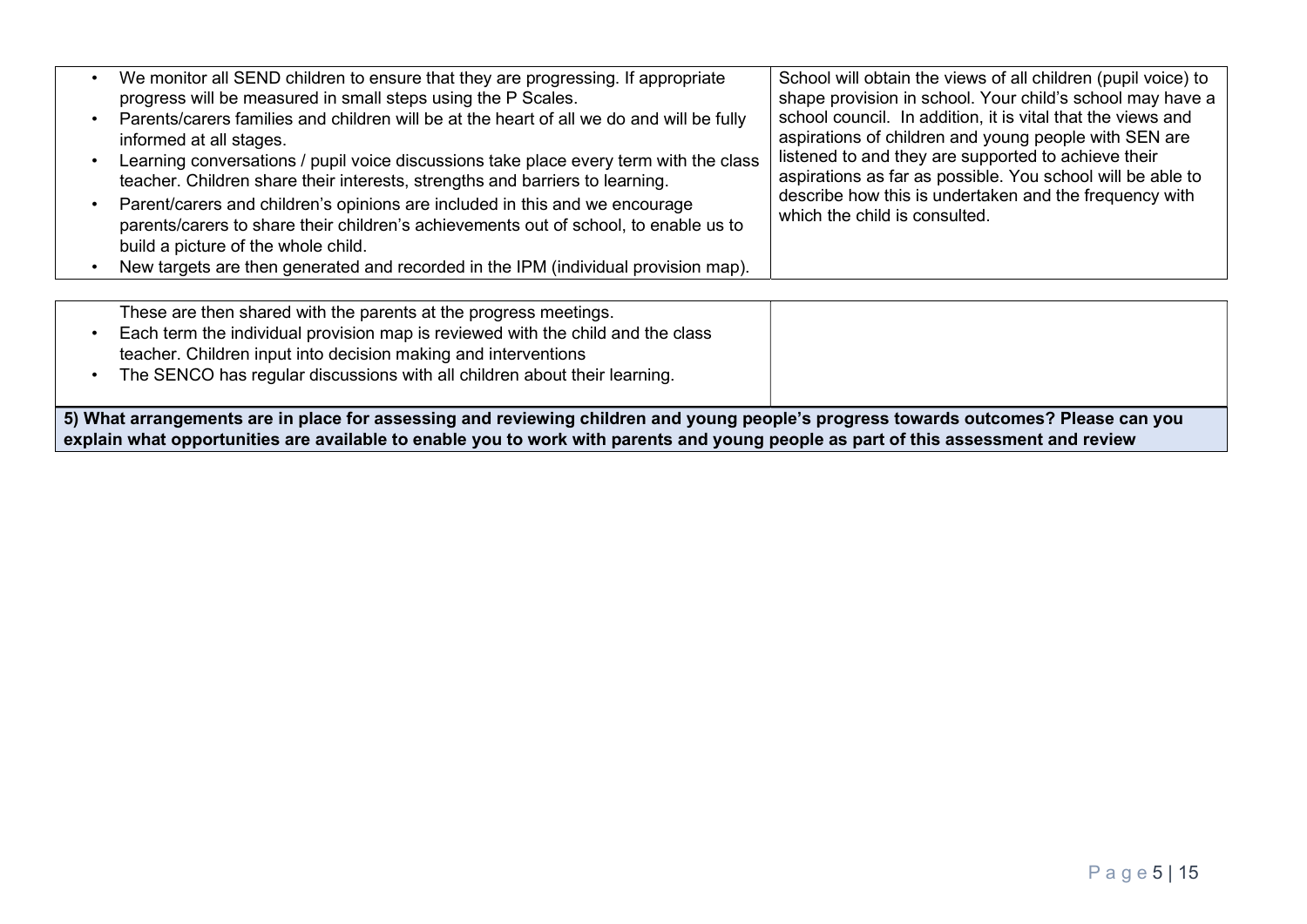| | |
|---|---|
| • We monitor all SEND children to ensure that they are progressing. If appropriate progress will be measured in small steps using the P Scales.<br>• Parents/carers families and children will be at the heart of all we do and will be fully informed at all stages.<br>• Learning conversations / pupil voice discussions take place every term with the class teacher. Children share their interests, strengths and barriers to learning.<br>• Parent/carers and children's opinions are included in this and we encourage parents/carers to share their children's achievements out of school, to enable us to build a picture of the whole child.<br>• New targets are then generated and recorded in the IPM (individual provision map). These are then shared with the parents at the progress meetings.<br>• Each term the individual provision map is reviewed with the child and the class teacher. Children input into decision making and interventions<br>• The SENCO has regular discussions with all children about their learning. | School will obtain the views of all children (pupil voice) to shape provision in school. Your child's school may have a school council. In addition, it is vital that the views and aspirations of children and young people with SEN are listened to and they are supported to achieve their aspirations as far as possible. You school will be able to describe how this is undertaken and the frequency with which the child is consulted. |

**5) What arrangements are in place for assessing and reviewing children and young people's progress towards outcomes? Please can you explain what opportunities are available to enable you to work with parents and young people as part of this assessment and review**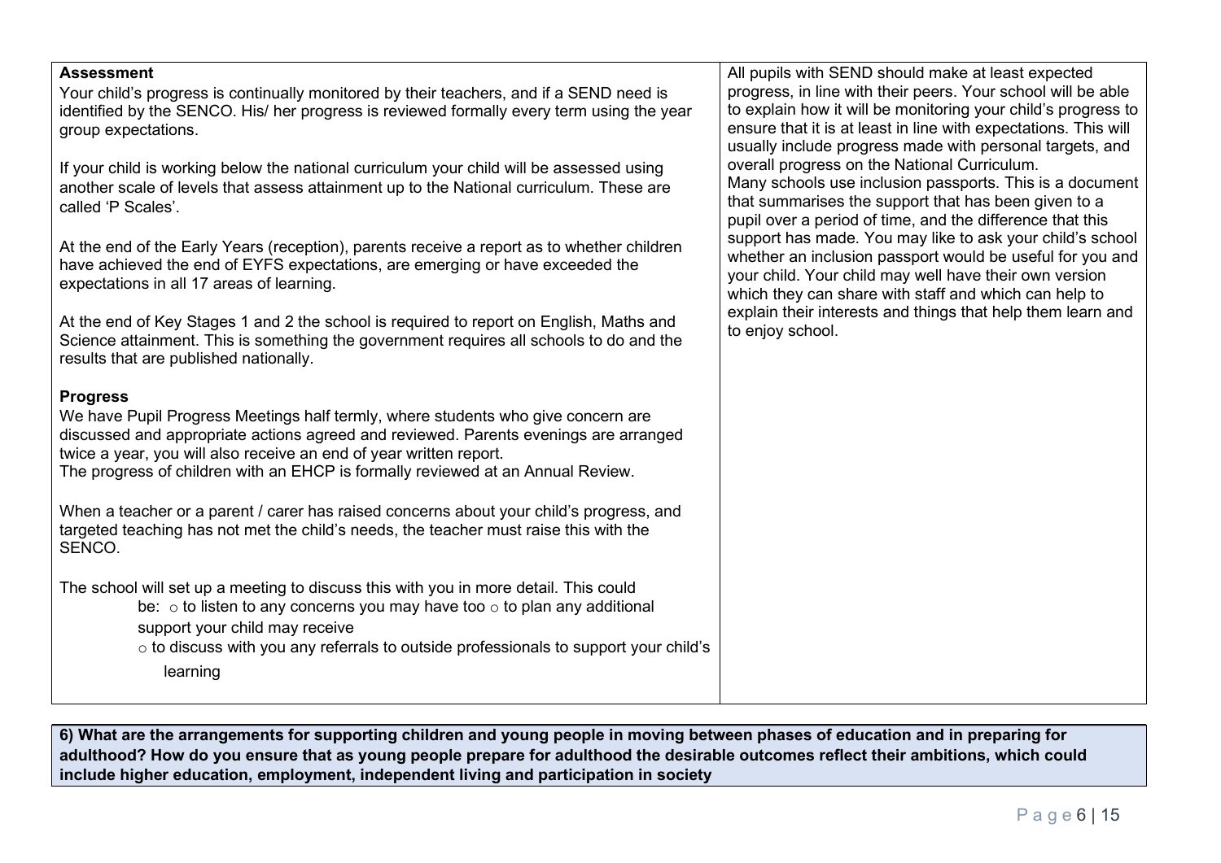| | |
|---|---|
| **Assessment**<br>Your child's progress is continually monitored by their teachers, and if a SEND need is identified by the SENCO. His/ her progress is reviewed formally every term using the year group expectations.<br><br>If your child is working below the national curriculum your child will be assessed using another scale of levels that assess attainment up to the National curriculum. These are called 'P Scales'.<br><br>At the end of the Early Years (reception), parents receive a report as to whether children have achieved the end of EYFS expectations, are emerging or have exceeded the expectations in all 17 areas of learning.<br><br>At the end of Key Stages 1 and 2 the school is required to report on English, Maths and Science attainment. This is something the government requires all schools to do and the results that are published nationally.<br><br>**Progress**<br>We have Pupil Progress Meetings half termly, where students who give concern are discussed and appropriate actions agreed and reviewed. Parents evenings are arranged twice a year, you will also receive an end of year written report.<br>The progress of children with an EHCP is formally reviewed at an Annual Review.<br><br>When a teacher or a parent / carer has raised concerns about your child's progress, and targeted teaching has not met the child's needs, the teacher must raise this with the SENCO.<br><br>The school will set up a meeting to discuss this with you in more detail. This could be: ○ to listen to any concerns you may have too ○ to plan any additional support your child may receive<br>○ to discuss with you any referrals to outside professionals to support your child's learning | All pupils with SEND should make at least expected progress, in line with their peers. Your school will be able to explain how it will be monitoring your child's progress to ensure that it is at least in line with expectations. This will usually include progress made with personal targets, and overall progress on the National Curriculum.<br>Many schools use inclusion passports. This is a document that summarises the support that has been given to a pupil over a period of time, and the difference that this support has made. You may like to ask your child's school whether an inclusion passport would be useful for you and your child. Your child may well have their own version which they can share with staff and which can help to explain their interests and things that help them learn and to enjoy school. |

**6) What are the arrangements for supporting children and young people in moving between phases of education and in preparing for adulthood? How do you ensure that as young people prepare for adulthood the desirable outcomes reflect their ambitions, which could include higher education, employment, independent living and participation in society**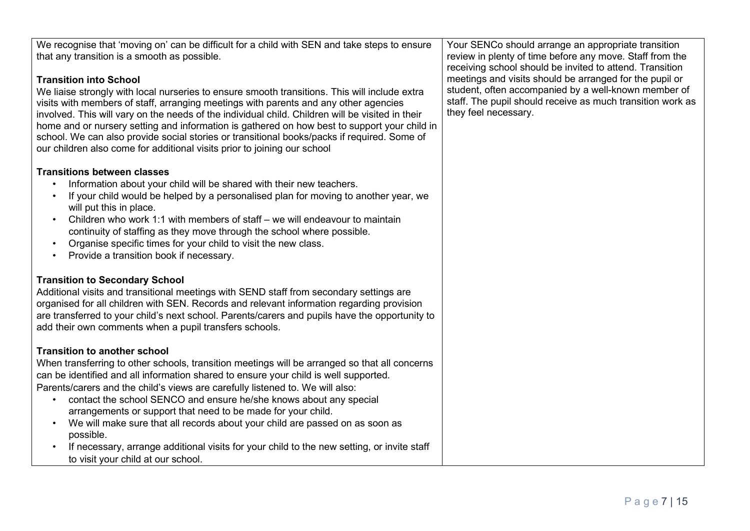| | |
|---|---|
| We recognise that 'moving on' can be difficult for a child with SEN and take steps to ensure that any transition is a smooth as possible.<br><br>**Transition into School**<br>We liaise strongly with local nurseries to ensure smooth transitions. This will include extra visits with members of staff, arranging meetings with parents and any other agencies involved. This will vary on the needs of the individual child. Children will be visited in their home and or nursery setting and information is gathered on how best to support your child in school. We can also provide social stories or transitional books/packs if required. Some of our children also come for additional visits prior to joining our school<br><br>**Transitions between classes**<br>• Information about your child will be shared with their new teachers.<br>• If your child would be helped by a personalised plan for moving to another year, we will put this in place.<br>• Children who work 1:1 with members of staff – we will endeavour to maintain continuity of staffing as they move through the school where possible.<br>• Organise specific times for your child to visit the new class.<br>• Provide a transition book if necessary.<br><br>**Transition to Secondary School**<br>Additional visits and transitional meetings with SEND staff from secondary settings are organised for all children with SEN. Records and relevant information regarding provision are transferred to your child's next school. Parents/carers and pupils have the opportunity to add their own comments when a pupil transfers schools.<br><br>**Transition to another school**<br>When transferring to other schools, transition meetings will be arranged so that all concerns can be identified and all information shared to ensure your child is well supported. Parents/carers and the child's views are carefully listened to. We will also:<br>• contact the school SENCO and ensure he/she knows about any special arrangements or support that need to be made for your child.<br>• We will make sure that all records about your child are passed on as soon as possible.<br>• If necessary, arrange additional visits for your child to the new setting, or invite staff to visit your child at our school. | Your SENCo should arrange an appropriate transition review in plenty of time before any move. Staff from the receiving school should be invited to attend. Transition meetings and visits should be arranged for the pupil or student, often accompanied by a well-known member of staff. The pupil should receive as much transition work as they feel necessary. |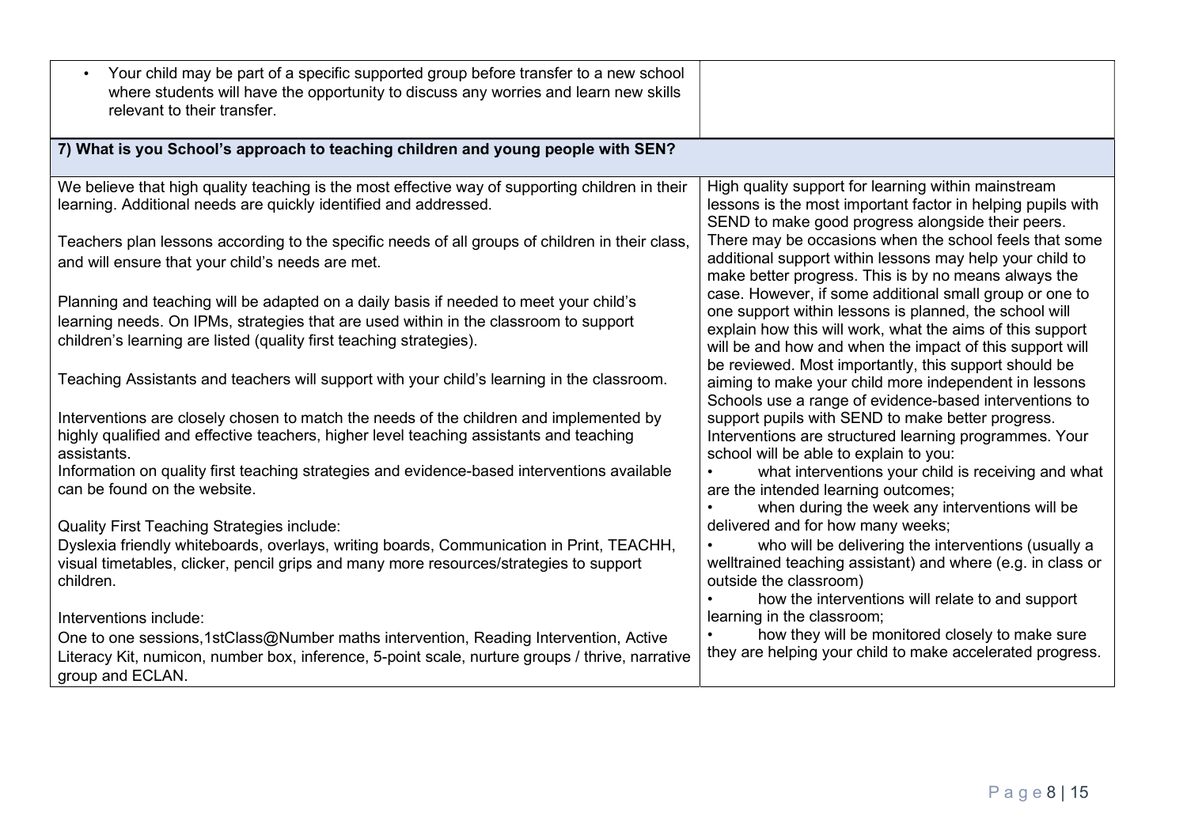| | |
|---|---|
| • Your child may be part of a specific supported group before transfer to a new school where students will have the opportunity to discuss any worries and learn new skills relevant to their transfer. | |

**7) What is you School's approach to teaching children and young people with SEN?**

| | |
|---|---|
| We believe that high quality teaching is the most effective way of supporting children in their learning. Additional needs are quickly identified and addressed.<br><br>Teachers plan lessons according to the specific needs of all groups of children in their class, and will ensure that your child's needs are met.<br><br>Planning and teaching will be adapted on a daily basis if needed to meet your child's learning needs. On IPMs, strategies that are used within in the classroom to support children's learning are listed (quality first teaching strategies).<br><br>Teaching Assistants and teachers will support with your child's learning in the classroom.<br><br>Interventions are closely chosen to match the needs of the children and implemented by highly qualified and effective teachers, higher level teaching assistants and teaching assistants.<br>Information on quality first teaching strategies and evidence-based interventions available can be found on the website.<br><br>Quality First Teaching Strategies include:<br>Dyslexia friendly whiteboards, overlays, writing boards, Communication in Print, TEACHH, visual timetables, clicker, pencil grips and many more resources/strategies to support children.<br><br>Interventions include:<br>One to one sessions,1stClass@Number maths intervention, Reading Intervention, Active Literacy Kit, numicon, number box, inference, 5-point scale, nurture groups / thrive, narrative group and ECLAN. | High quality support for learning within mainstream lessons is the most important factor in helping pupils with SEND to make good progress alongside their peers. There may be occasions when the school feels that some additional support within lessons may help your child to make better progress. This is by no means always the case. However, if some additional small group or one to one support within lessons is planned, the school will explain how this will work, what the aims of this support will be and how and when the impact of this support will be reviewed. Most importantly, this support should be aiming to make your child more independent in lessons Schools use a range of evidence-based interventions to support pupils with SEND to make better progress. Interventions are structured learning programmes. Your school will be able to explain to you:<br>• what interventions your child is receiving and what are the intended learning outcomes;<br>• when during the week any interventions will be delivered and for how many weeks;<br>• who will be delivering the interventions (usually a welltrained teaching assistant) and where (e.g. in class or outside the classroom)<br>• how the interventions will relate to and support learning in the classroom;<br>• how they will be monitored closely to make sure they are helping your child to make accelerated progress. |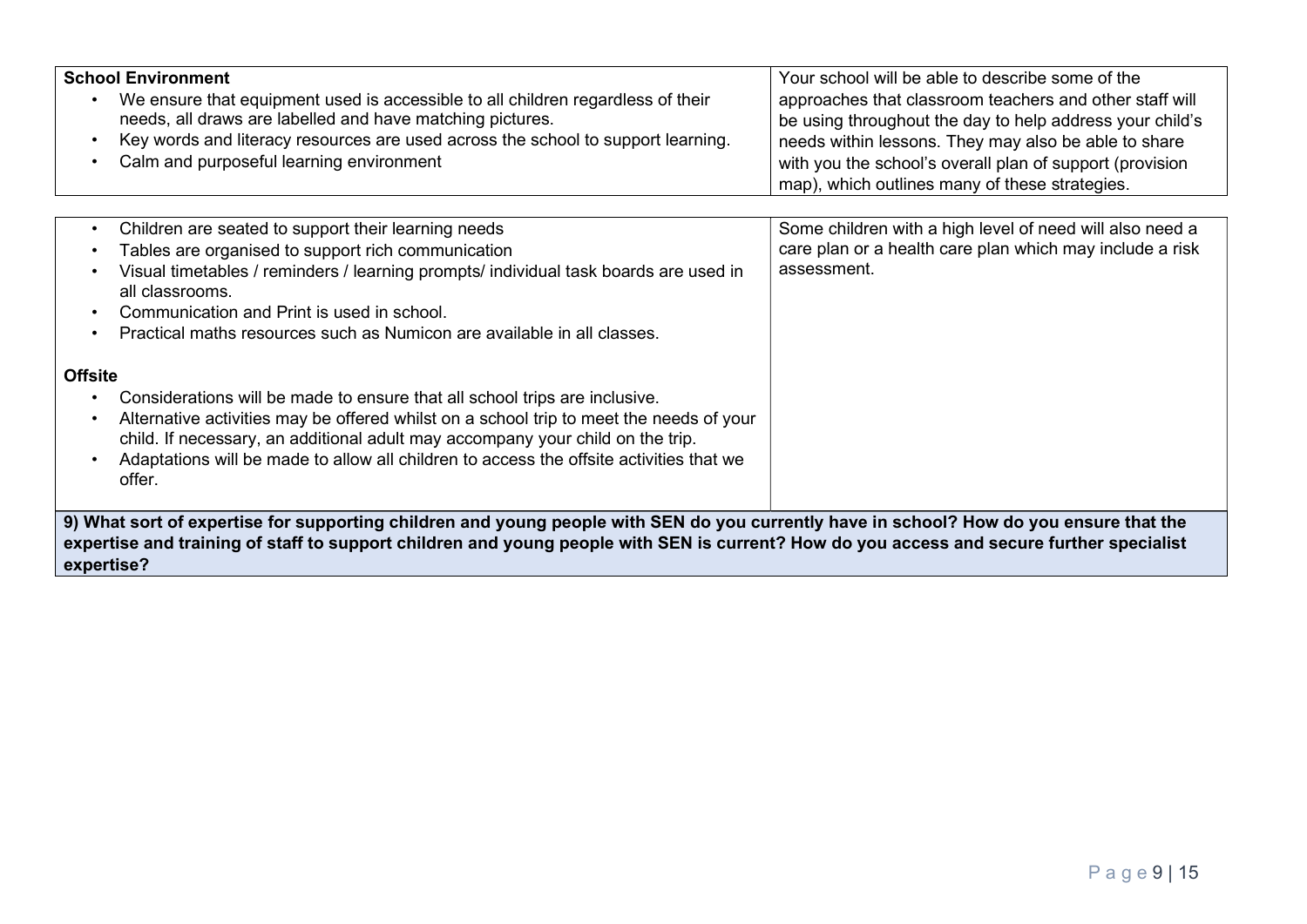| **School Environment**<br>• We ensure that equipment used is accessible to all children regardless of their needs, all draws are labelled and have matching pictures.<br>• Key words and literacy resources are used across the school to support learning.<br>• Calm and purposeful learning environment | Your school will be able to describe some of the approaches that classroom teachers and other staff will be using throughout the day to help address your child's needs within lessons. They may also be able to share with you the school's overall plan of support (provision map), which outlines many of these strategies. |
|---|---|
| • Children are seated to support their learning needs<br>• Tables are organised to support rich communication<br>• Visual timetables / reminders / learning prompts/ individual task boards are used in all classrooms.<br>• Communication and Print is used in school.<br>• Practical maths resources such as Numicon are available in all classes.<br><br>**Offsite**<br>• Considerations will be made to ensure that all school trips are inclusive.<br>• Alternative activities may be offered whilst on a school trip to meet the needs of your child. If necessary, an additional adult may accompany your child on the trip.<br>• Adaptations will be made to allow all children to access the offsite activities that we offer. | Some children with a high level of need will also need a care plan or a health care plan which may include a risk assessment. |

**9) What sort of expertise for supporting children and young people with SEN do you currently have in school? How do you ensure that the expertise and training of staff to support children and young people with SEN is current? How do you access and secure further specialist expertise?**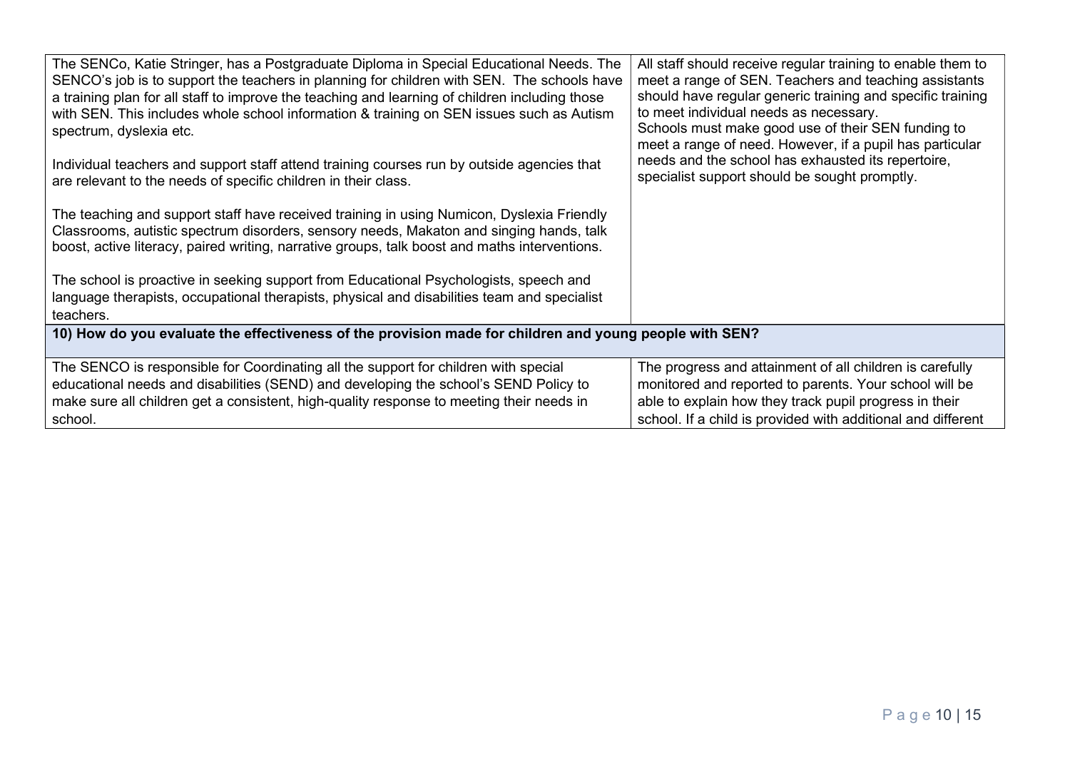| | |
|---|---|
| The SENCo, Katie Stringer, has a Postgraduate Diploma in Special Educational Needs. The SENCO's job is to support the teachers in planning for children with SEN. The schools have a training plan for all staff to improve the teaching and learning of children including those with SEN. This includes whole school information & training on SEN issues such as Autism spectrum, dyslexia etc.<br><br>Individual teachers and support staff attend training courses run by outside agencies that are relevant to the needs of specific children in their class.<br><br>The teaching and support staff have received training in using Numicon, Dyslexia Friendly Classrooms, autistic spectrum disorders, sensory needs, Makaton and singing hands, talk boost, active literacy, paired writing, narrative groups, talk boost and maths interventions.<br><br>The school is proactive in seeking support from Educational Psychologists, speech and language therapists, occupational therapists, physical and disabilities team and specialist teachers. | All staff should receive regular training to enable them to meet a range of SEN. Teachers and teaching assistants should have regular generic training and specific training to meet individual needs as necessary.<br>Schools must make good use of their SEN funding to meet a range of need. However, if a pupil has particular needs and the school has exhausted its repertoire, specialist support should be sought promptly. |
| **10) How do you evaluate the effectiveness of the provision made for children and young people with SEN?** | |
| The SENCO is responsible for Coordinating all the support for children with special educational needs and disabilities (SEND) and developing the school's SEND Policy to make sure all children get a consistent, high-quality response to meeting their needs in school. | The progress and attainment of all children is carefully monitored and reported to parents. Your school will be able to explain how they track pupil progress in their school. If a child is provided with additional and different |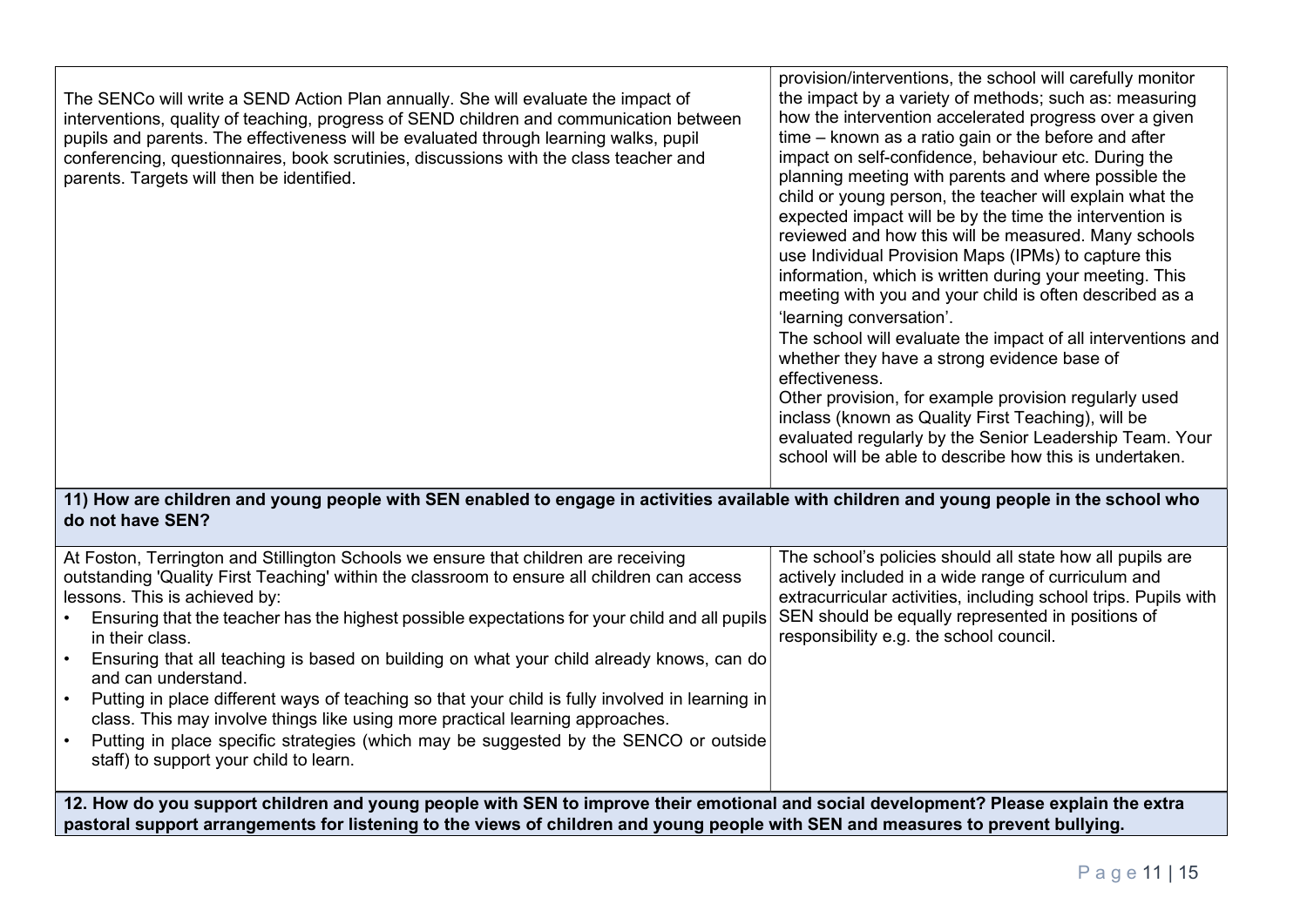| | |
|---|---|
| The SENCo will write a SEND Action Plan annually. She will evaluate the impact of interventions, quality of teaching, progress of SEND children and communication between pupils and parents. The effectiveness will be evaluated through learning walks, pupil conferencing, questionnaires, book scrutinies, discussions with the class teacher and parents. Targets will then be identified. | provision/interventions, the school will carefully monitor the impact by a variety of methods; such as: measuring how the intervention accelerated progress over a given time – known as a ratio gain or the before and after impact on self-confidence, behaviour etc. During the planning meeting with parents and where possible the child or young person, the teacher will explain what the expected impact will be by the time the intervention is reviewed and how this will be measured. Many schools use Individual Provision Maps (IPMs) to capture this information, which is written during your meeting. This meeting with you and your child is often described as a 'learning conversation'.<br>The school will evaluate the impact of all interventions and whether they have a strong evidence base of effectiveness.<br>Other provision, for example provision regularly used inclass (known as Quality First Teaching), will be evaluated regularly by the Senior Leadership Team. Your school will be able to describe how this is undertaken. |
| **11) How are children and young people with SEN enabled to engage in activities available with children and young people in the school who do not have SEN?** | |
| At Foston, Terrington and Stillington Schools we ensure that children are receiving outstanding 'Quality First Teaching' within the classroom to ensure all children can access lessons. This is achieved by:<br>• Ensuring that the teacher has the highest possible expectations for your child and all pupils in their class.<br>• Ensuring that all teaching is based on building on what your child already knows, can do and can understand.<br>• Putting in place different ways of teaching so that your child is fully involved in learning in class. This may involve things like using more practical learning approaches.<br>• Putting in place specific strategies (which may be suggested by the SENCO or outside staff) to support your child to learn. | The school's policies should all state how all pupils are actively included in a wide range of curriculum and extracurricular activities, including school trips. Pupils with SEN should be equally represented in positions of responsibility e.g. the school council. |
| **12. How do you support children and young people with SEN to improve their emotional and social development? Please explain the extra pastoral support arrangements for listening to the views of children and young people with SEN and measures to prevent bullying.** | |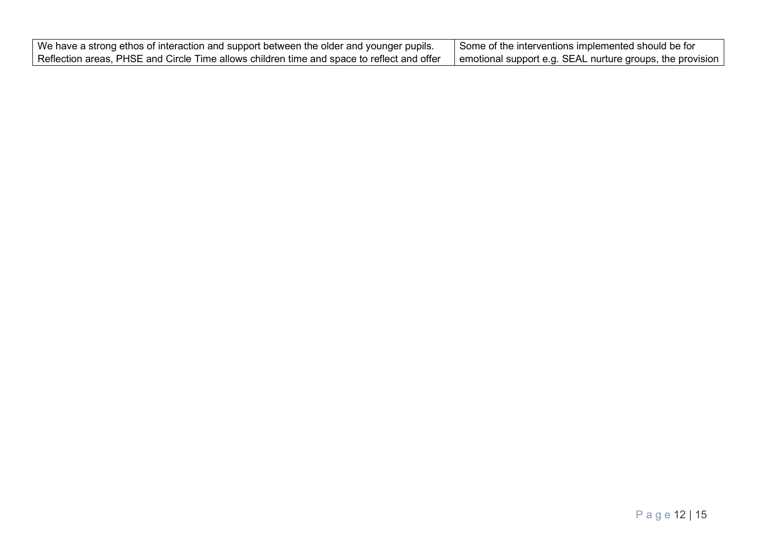| | |
|---|---|
| We have a strong ethos of interaction and support between the older and younger pupils. Reflection areas, PHSE and Circle Time allows children time and space to reflect and offer | Some of the interventions implemented should be for emotional support e.g. SEAL nurture groups, the provision |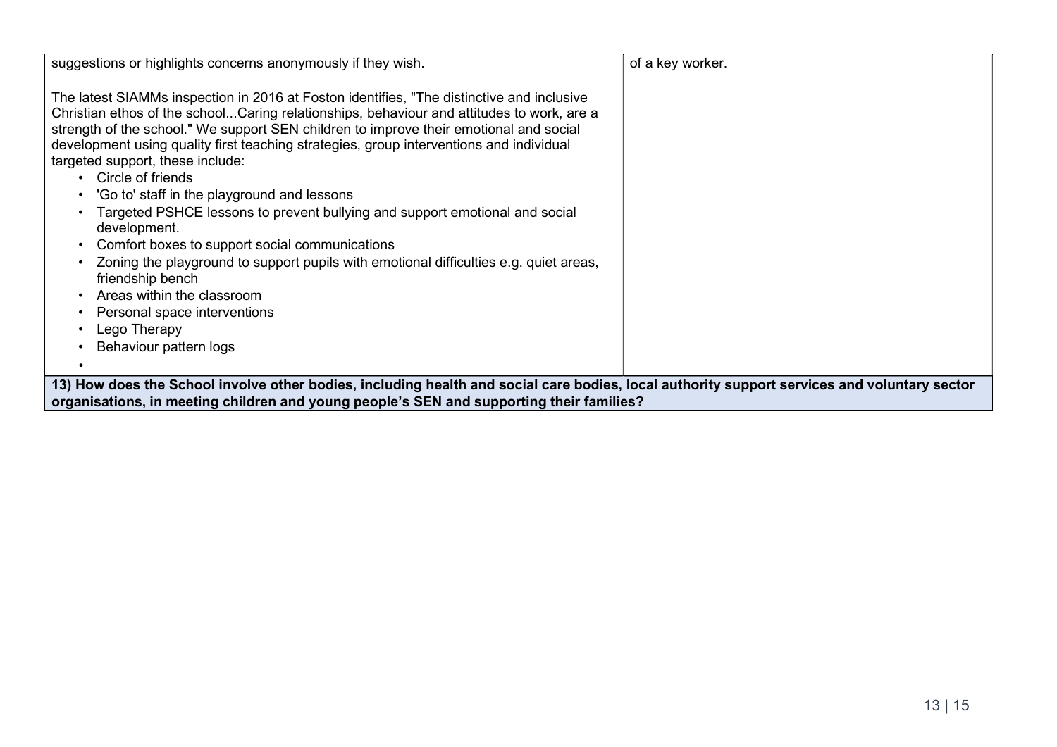| | |
|---|---|
| suggestions or highlights concerns anonymously if they wish.<br><br>The latest SIAMMs inspection in 2016 at Foston identifies, "The distinctive and inclusive Christian ethos of the school...Caring relationships, behaviour and attitudes to work, are a strength of the school." We support SEN children to improve their emotional and social development using quality first teaching strategies, group interventions and individual targeted support, these include:<br>• Circle of friends<br>• 'Go to' staff in the playground and lessons<br>• Targeted PSHCE lessons to prevent bullying and support emotional and social development.<br>• Comfort boxes to support social communications<br>• Zoning the playground to support pupils with emotional difficulties e.g. quiet areas, friendship bench<br>• Areas within the classroom<br>• Personal space interventions<br>• Lego Therapy<br>• Behaviour pattern logs<br>• | of a key worker. |

**13) How does the School involve other bodies, including health and social care bodies, local authority support services and voluntary sector organisations, in meeting children and young people's SEN and supporting their families?**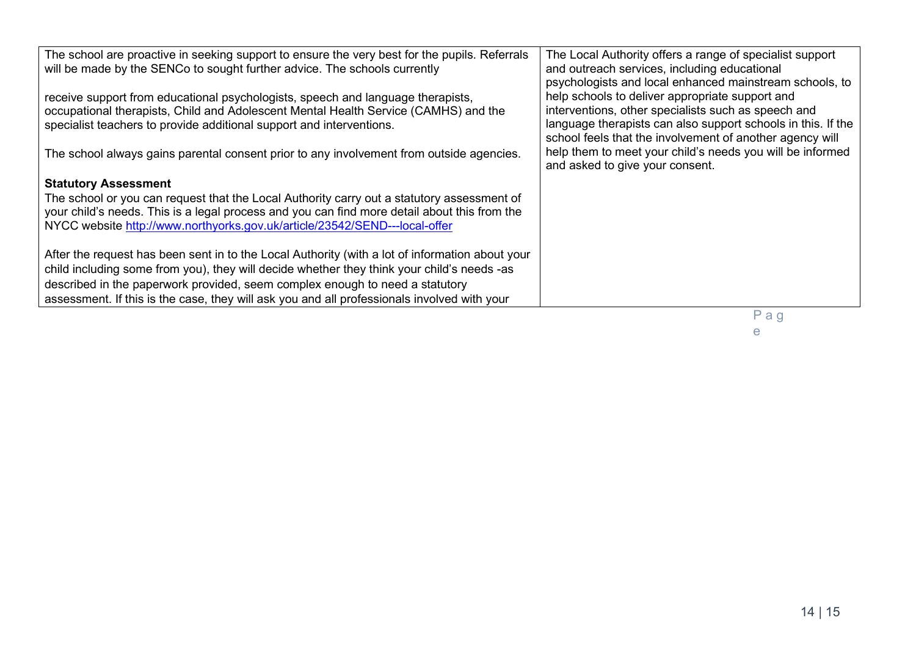| | |
|---|---|
| The school are proactive in seeking support to ensure the very best for the pupils. Referrals will be made by the SENCo to sought further advice. The schools currently<br><br>receive support from educational psychologists, speech and language therapists, occupational therapists, Child and Adolescent Mental Health Service (CAMHS) and the specialist teachers to provide additional support and interventions.<br><br>The school always gains parental consent prior to any involvement from outside agencies.<br><br>**Statutory Assessment**<br>The school or you can request that the Local Authority carry out a statutory assessment of your child's needs. This is a legal process and you can find more detail about this from the NYCC website [http://www.northyorks.gov.uk/article/23542/SEND---local-offer](http://www.northyorks.gov.uk/article/23542/SEND---local-offer)<br><br>After the request has been sent in to the Local Authority (with a lot of information about your child including some from you), they will decide whether they think your child's needs -as described in the paperwork provided, seem complex enough to need a statutory assessment. If this is the case, they will ask you and all professionals involved with your | The Local Authority offers a range of specialist support and outreach services, including educational psychologists and local enhanced mainstream schools, to help schools to deliver appropriate support and interventions, other specialists such as speech and language therapists can also support schools in this. If the school feels that the involvement of another agency will help them to meet your child's needs you will be informed and asked to give your consent. |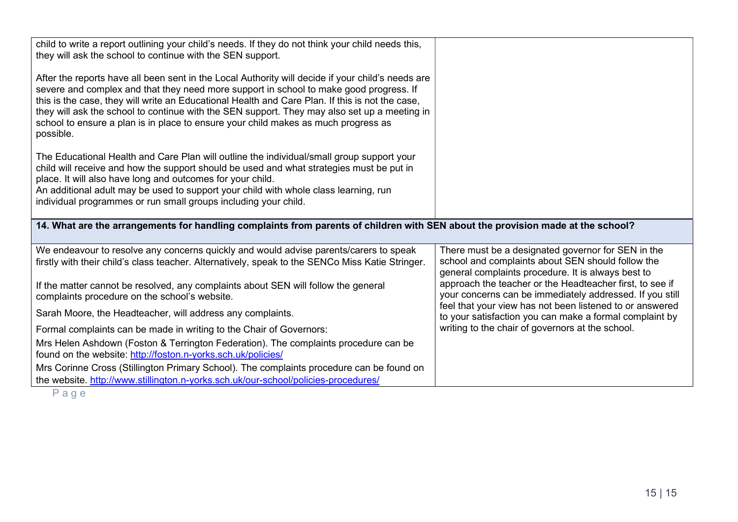| | |
|---|---|
| child to write a report outlining your child's needs. If they do not think your child needs this, they will ask the school to continue with the SEN support.<br><br>After the reports have all been sent in the Local Authority will decide if your child's needs are severe and complex and that they need more support in school to make good progress. If this is the case, they will write an Educational Health and Care Plan. If this is not the case, they will ask the school to continue with the SEN support. They may also set up a meeting in school to ensure a plan is in place to ensure your child makes as much progress as possible.<br><br>The Educational Health and Care Plan will outline the individual/small group support your child will receive and how the support should be used and what strategies must be put in place. It will also have long and outcomes for your child.<br>An additional adult may be used to support your child with whole class learning, run individual programmes or run small groups including your child. | |
| **14. What are the arrangements for handling complaints from parents of children with SEN about the provision made at the school?** | |
| We endeavour to resolve any concerns quickly and would advise parents/carers to speak firstly with their child's class teacher. Alternatively, speak to the SENCo Miss Katie Stringer.<br><br>If the matter cannot be resolved, any complaints about SEN will follow the general complaints procedure on the school's website.<br><br>Sarah Moore, the Headteacher, will address any complaints.<br><br>Formal complaints can be made in writing to the Chair of Governors:<br><br>Mrs Helen Ashdown (Foston & Terrington Federation). The complaints procedure can be found on the website: [http://foston.n-yorks.sch.uk/policies/](http://foston.n-yorks.sch.uk/policies/)<br><br>Mrs Corinne Cross (Stillington Primary School). The complaints procedure can be found on the website. [http://www.stillington.n-yorks.sch.uk/our-school/policies-procedures/](http://www.stillington.n-yorks.sch.uk/our-school/policies-procedures/) | There must be a designated governor for SEN in the school and complaints about SEN should follow the general complaints procedure. It is always best to approach the teacher or the Headteacher first, to see if your concerns can be immediately addressed. If you still feel that your view has not been listened to or answered to your satisfaction you can make a formal complaint by writing to the chair of governors at the school. |